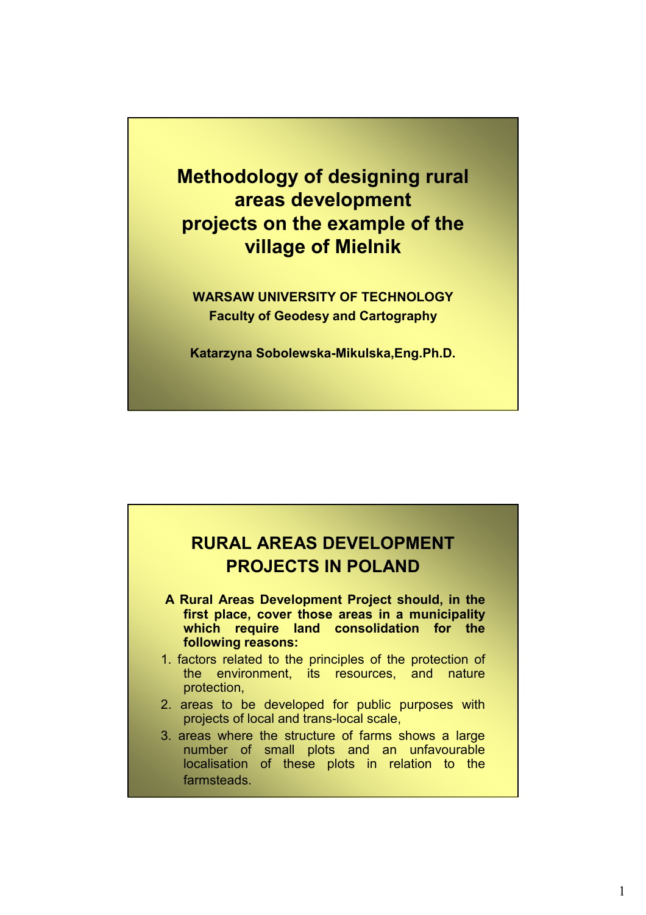# Methodology of designing rural areas development projects on the example of the village of Mielnik

**WARSAW UNIVERSITY OF TECHNOLOGY**
**Faculty of Geodesy and Cartography**

**Katarzyna Sobolewska-Mikulska,Eng.Ph.D.**

## RURAL AREAS DEVELOPMENT PROJECTS IN POLAND

**A Rural Areas Development Project should, in the first place, cover those areas in a municipality which require land consolidation for the following reasons:**

1. factors related to the principles of the protection of the environment, its resources, and nature protection,
2. areas to be developed for public purposes with projects of local and trans-local scale,
3. areas where the structure of farms shows a large number of small plots and an unfavourable localisation of these plots in relation to the farmsteads.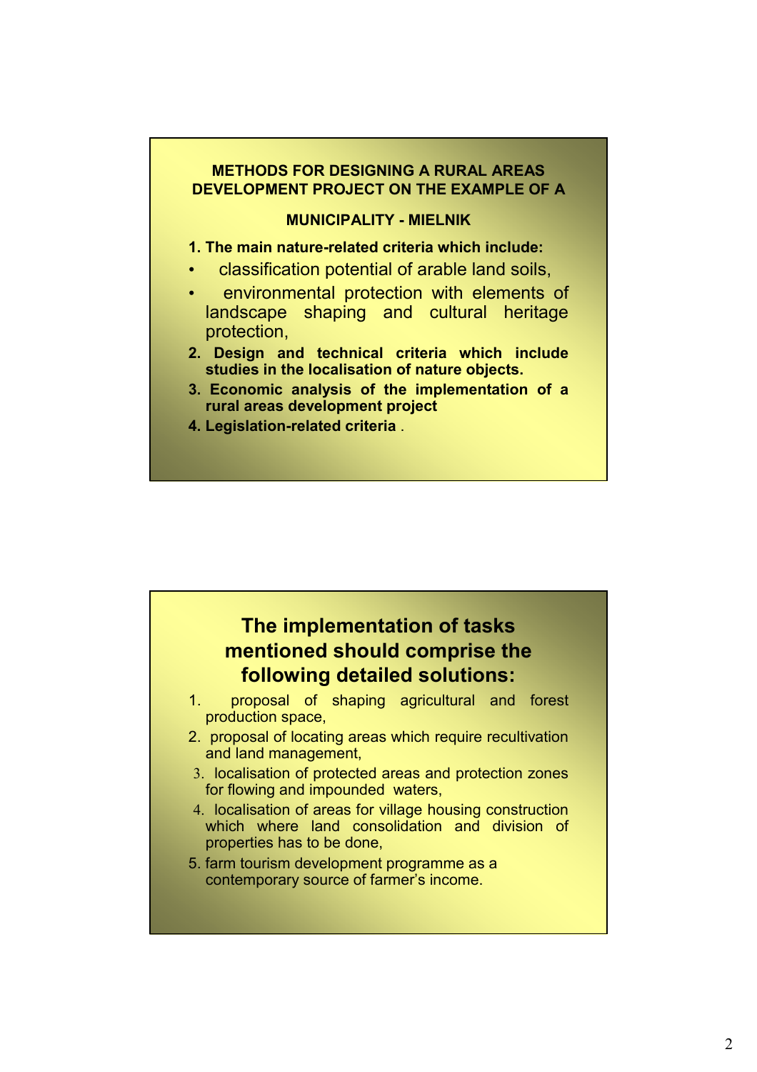**METHODS FOR DESIGNING A RURAL AREAS DEVELOPMENT PROJECT ON THE EXAMPLE OF A**

**MUNICIPALITY - MIELNIK**

1. **The main nature-related criteria which include:**
   - classification potential of arable land soils,
   - environmental protection with elements of landscape shaping and cultural heritage protection,
2. **Design and technical criteria which include studies in the localisation of nature objects.**
3. **Economic analysis of the implementation of a rural areas development project**
4. **Legislation-related criteria** .

## The implementation of tasks mentioned should comprise the following detailed solutions:

1. proposal of shaping agricultural and forest production space,
2. proposal of locating areas which require recultivation and land management,
3. localisation of protected areas and protection zones for flowing and impounded waters,
4. localisation of areas for village housing construction which where land consolidation and division of properties has to be done,
5. farm tourism development programme as a contemporary source of farmer's income.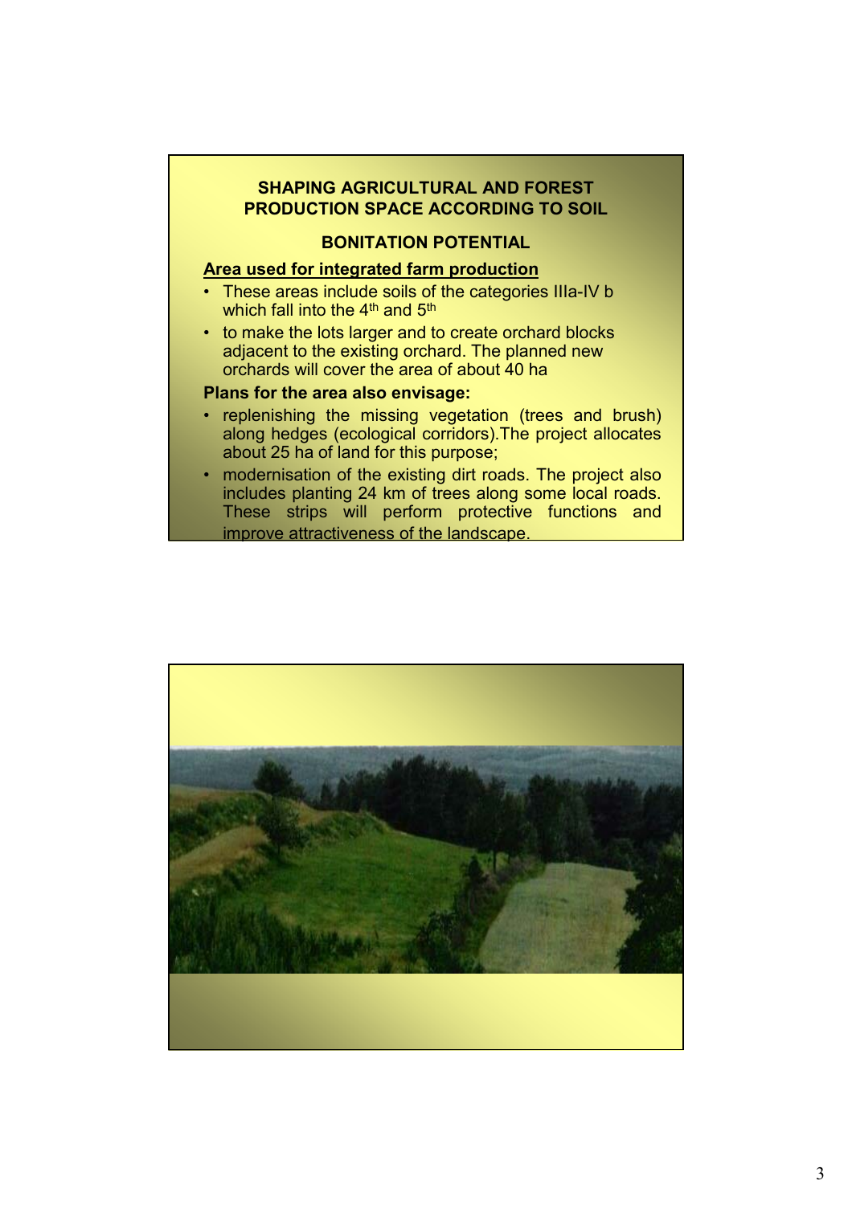## SHAPING AGRICULTURAL AND FOREST PRODUCTION SPACE ACCORDING TO SOIL

## BONITATION POTENTIAL

**Area used for integrated farm production**

- These areas include soils of the categories IIIa-IV b which fall into the 4th and 5th
- to make the lots larger and to create orchard blocks adjacent to the existing orchard. The planned new orchards will cover the area of about 40 ha

**Plans for the area also envisage:**

- replenishing the missing vegetation (trees and brush) along hedges (ecological corridors).The project allocates about 25 ha of land for this purpose;
- modernisation of the existing dirt roads. The project also includes planting 24 km of trees along some local roads. These strips will perform protective functions and improve attractiveness of the landscape.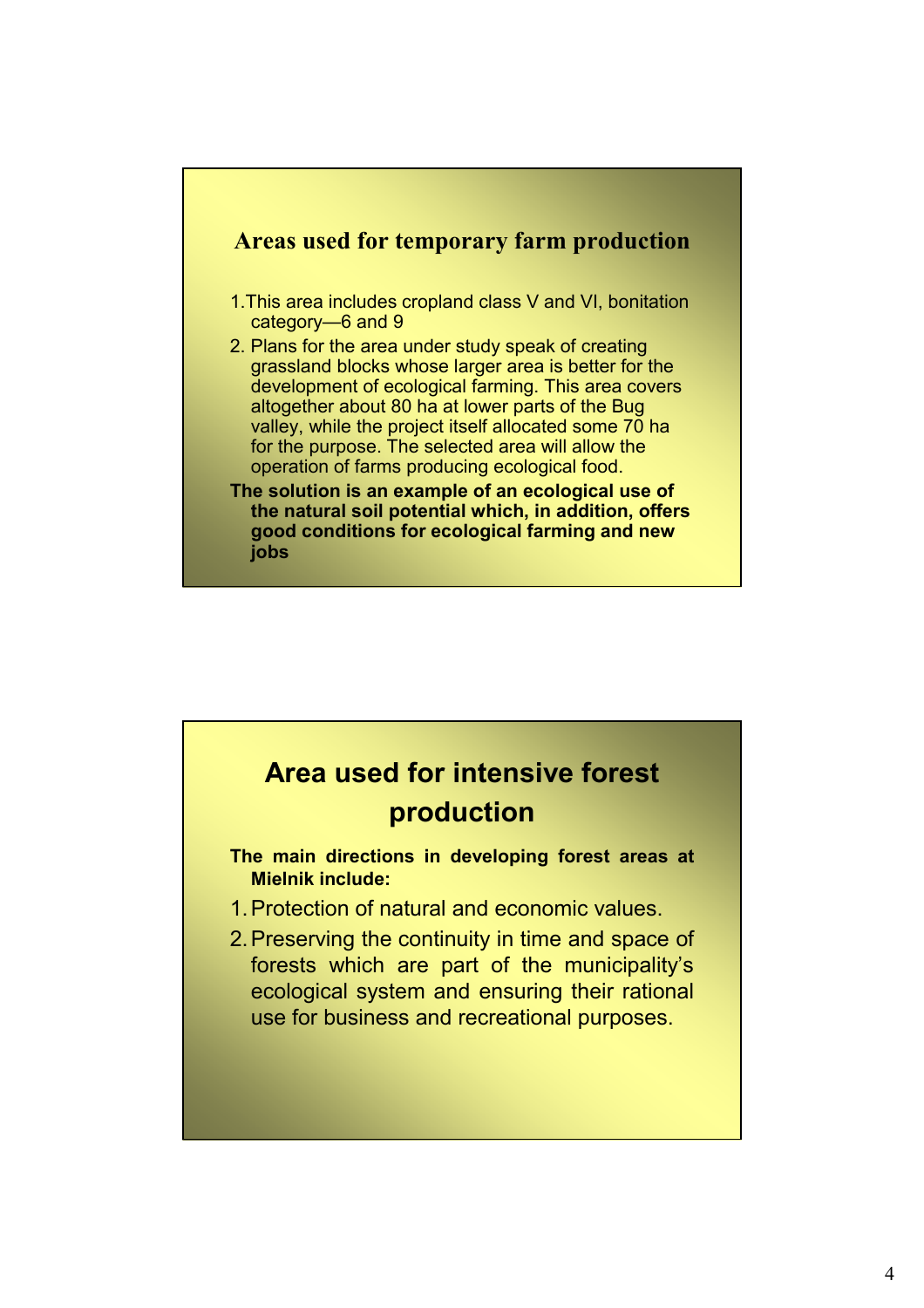## Areas used for temporary farm production

1. This area includes cropland class V and VI, bonitation category—6 and 9
2. Plans for the area under study speak of creating grassland blocks whose larger area is better for the development of ecological farming. This area covers altogether about 80 ha at lower parts of the Bug valley, while the project itself allocated some 70 ha for the purpose. The selected area will allow the operation of farms producing ecological food.

**The solution is an example of an ecological use of the natural soil potential which, in addition, offers good conditions for ecological farming and new jobs**

## Area used for intensive forest production

**The main directions in developing forest areas at Mielnik include:**

1. Protection of natural and economic values.
2. Preserving the continuity in time and space of forests which are part of the municipality's ecological system and ensuring their rational use for business and recreational purposes.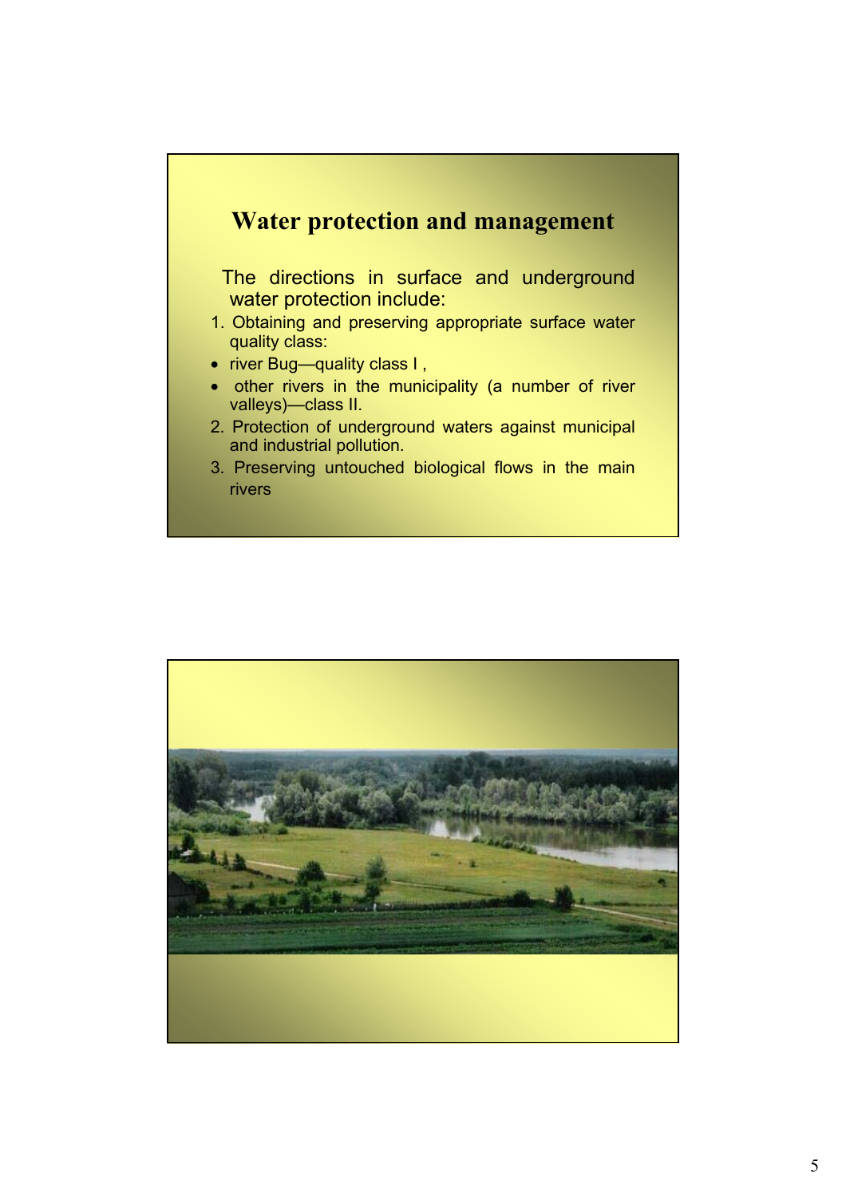## Water protection and management

The directions in surface and underground water protection include:

1. Obtaining and preserving appropriate surface water quality class:
   - river Bug—quality class I ,
   - other rivers in the municipality (a number of river valleys)—class II.
2. Protection of underground waters against municipal and industrial pollution.
3. Preserving untouched biological flows in the main rivers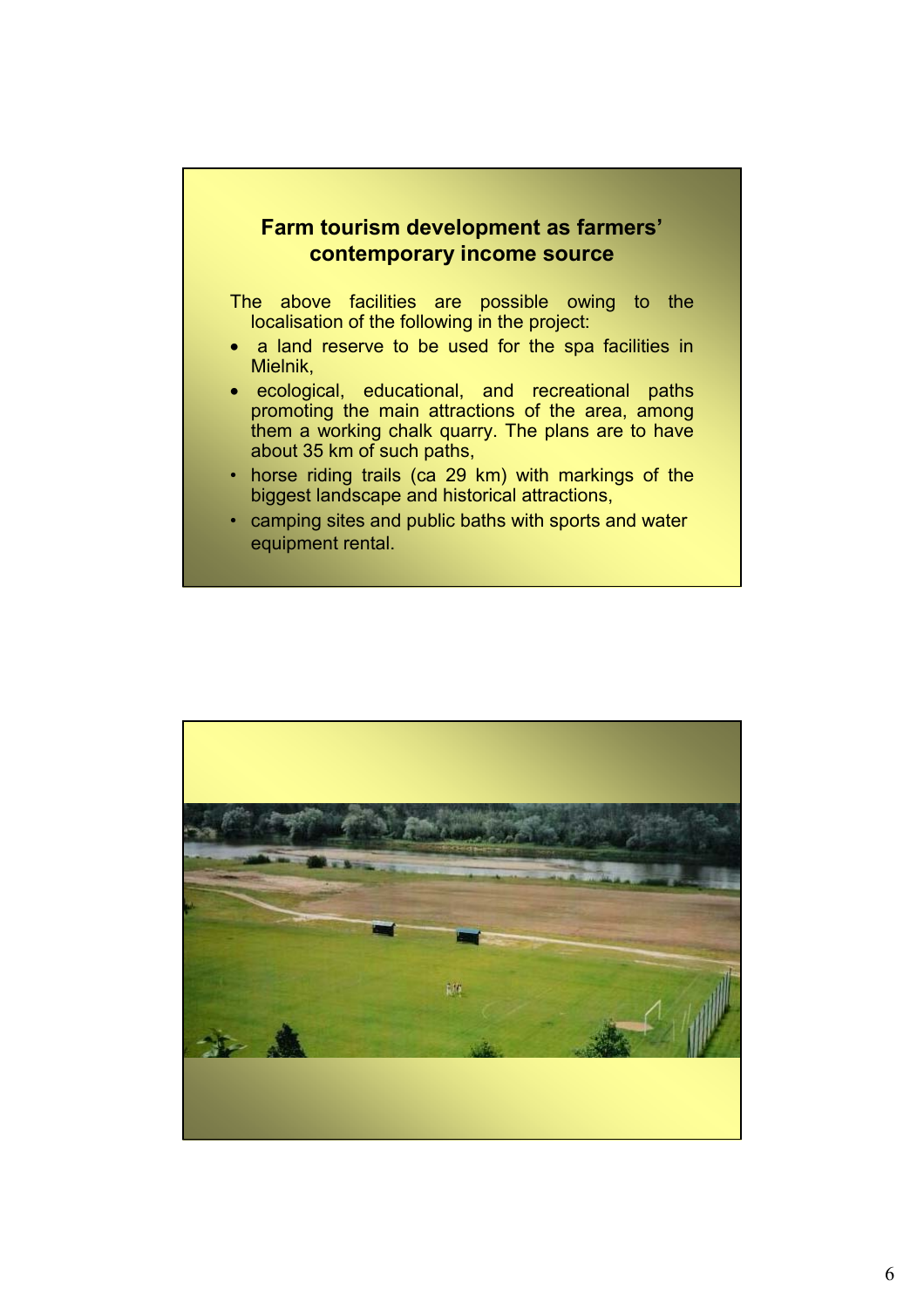## Farm tourism development as farmers' contemporary income source

The above facilities are possible owing to the localisation of the following in the project:

- a land reserve to be used for the spa facilities in Mielnik,
- ecological, educational, and recreational paths promoting the main attractions of the area, among them a working chalk quarry. The plans are to have about 35 km of such paths,
- horse riding trails (ca 29 km) with markings of the biggest landscape and historical attractions,
- camping sites and public baths with sports and water equipment rental.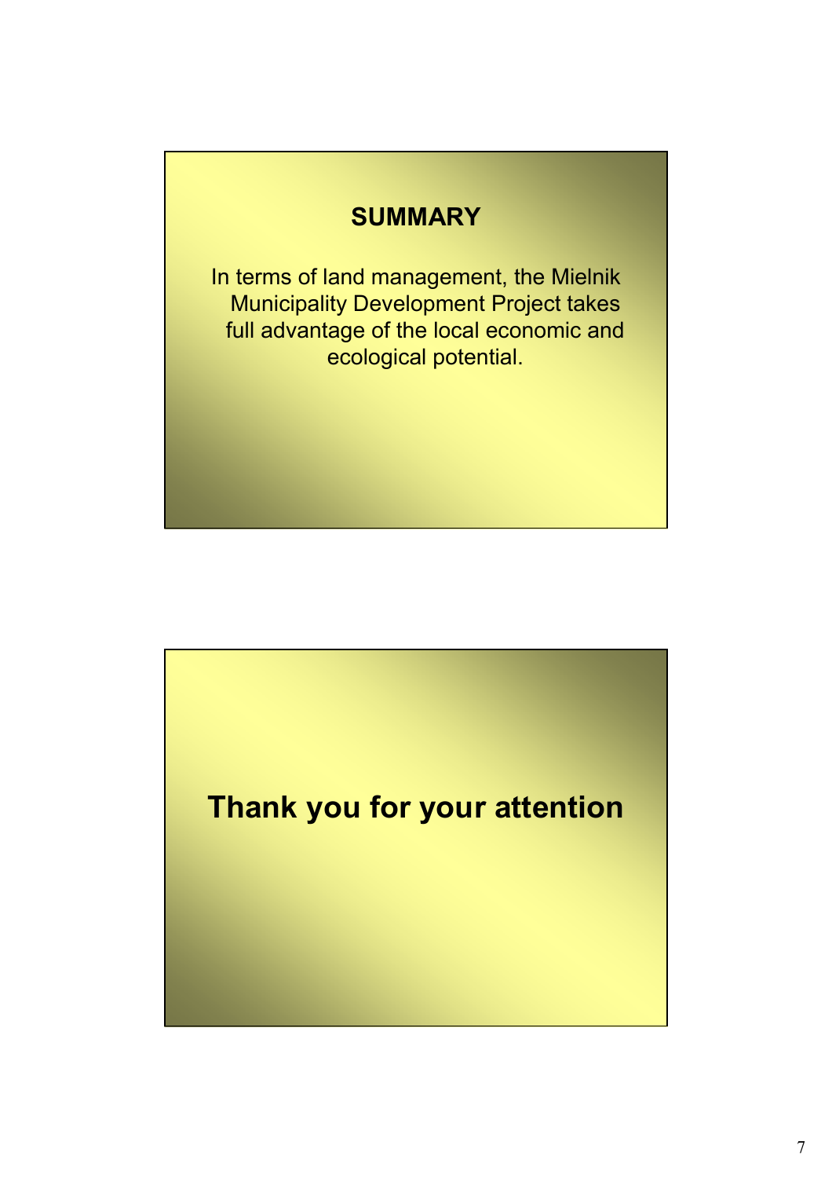## SUMMARY

In terms of land management, the Mielnik Municipality Development Project takes full advantage of the local economic and ecological potential.

# Thank you for your attention